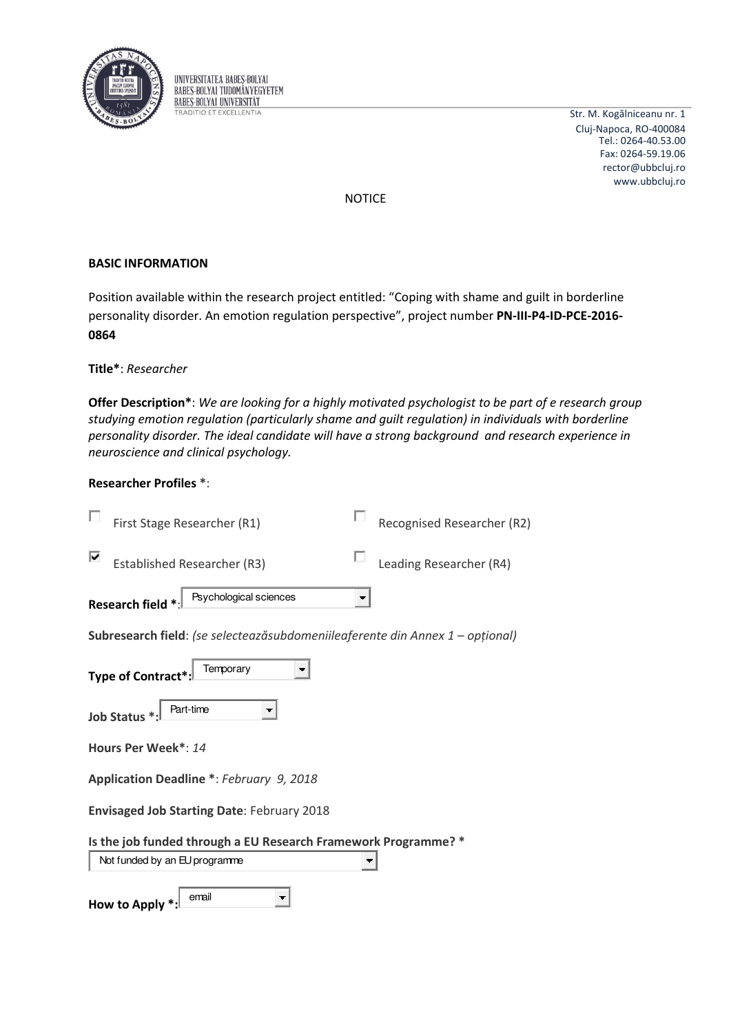UNIVERSITATEA BABEŞ-BOLYAI
BABEŞ-BOLYAI TUDOMÁNYEGYETEM
BABEŞ-BOLYAI UNIVERSITÄT
TRADITIO ET EXCELLENTIA

Str. M. Kogălniceanu nr. 1
Cluj-Napoca, RO-400084
Tel.: 0264-40.53.00
Fax: 0264-59.19.06
rector@ubbcluj.ro
www.ubbcluj.ro

NOTICE

**BASIC INFORMATION**

Position available within the research project entitled: "Coping with shame and guilt in borderline personality disorder. An emotion regulation perspective", project number **PN-III-P4-ID-PCE-2016-0864**

**Title***: *Researcher*

**Offer Description***: *We are looking for a highly motivated psychologist to be part of e research group studying emotion regulation (particularly shame and guilt regulation) in individuals with borderline personality disorder. The ideal candidate will have a strong background and research experience in neuroscience and clinical psychology.*

**Researcher Profiles** *:

- [ ] First Stage Researcher (R1)
- [ ] Recognised Researcher (R2)
- [x] Established Researcher (R3)
- [ ] Leading Researcher (R4)

**Research field ***: Psychological sciences

**Subresearch field**: *(se selectează subdomeniile aferente din Annex 1 – opțional)*

**Type of Contract***: Temporary

**Job Status ***: Part-time

**Hours Per Week***: *14*

**Application Deadline ***: *February 9, 2018*

**Envisaged Job Starting Date**: February 2018

**Is the job funded through a EU Research Framework Programme? ***

Not funded by an EU programme

**How to Apply ***: email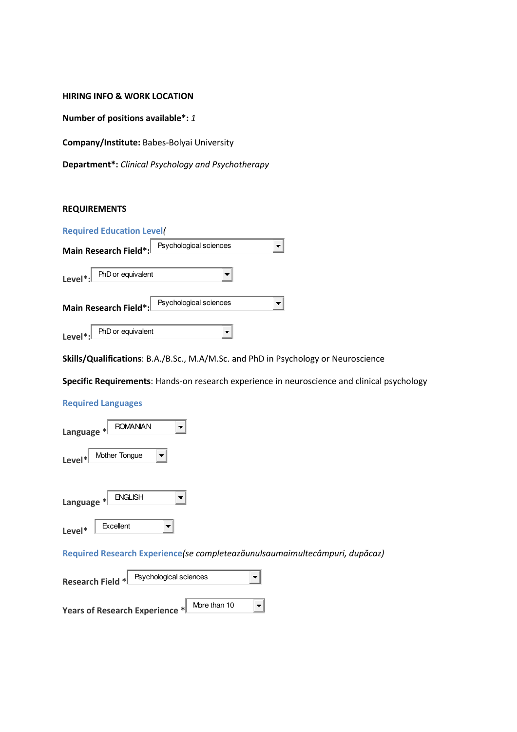**HIRING INFO & WORK LOCATION**

**Number of positions available*:** *1*

**Company/Institute:** Babes-Bolyai University

**Department*:** *Clinical Psychology and Psychotherapy*

**REQUIREMENTS**

**Required Education Level**(

**Main Research Field*:** Psychological sciences

**Level*:** PhD or equivalent

**Main Research Field*:** Psychological sciences

**Level*:** PhD or equivalent

**Skills/Qualifications**: B.A./B.Sc., M.A/M.Sc. and PhD in Psychology or Neuroscience

**Specific Requirements**: Hands-on research experience in neuroscience and clinical psychology

**Required Languages**

**Language** * ROMANIAN

**Level*** Mother Tongue

**Language** * ENGLISH

**Level*** Excellent

**Required Research Experience***(se completeazăunulsaumaimultecâmpuri, dupăcaz)*

**Research Field** * Psychological sciences

**Years of Research Experience** * More than 10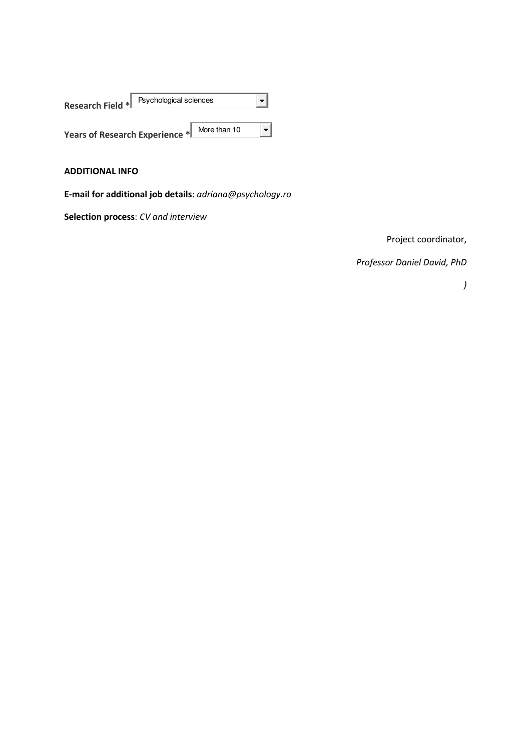**Research Field \*** Psychological sciences

**Years of Research Experience \*** More than 10

**ADDITIONAL INFO**

**E-mail for additional job details**: *adriana@psychology.ro*

**Selection process**: *CV and interview*

Project coordinator,

*Professor Daniel David, PhD*

*)*